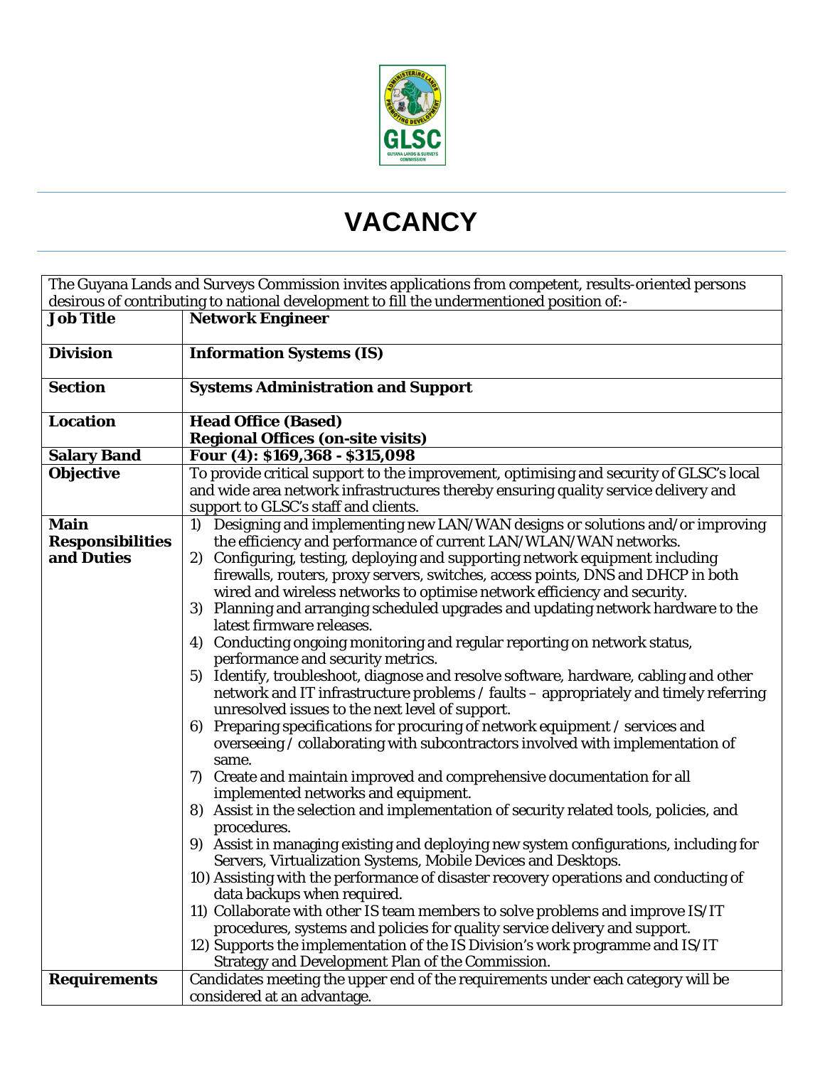# VACANCY

| The Guyana Lands and Surveys Commission invites applications from competent, results-oriented persons desirous of contributing to national development to fill the undermentioned position of:- | |
|---|---|
| **Job Title** | **Network Engineer** |
| **Division** | **Information Systems (IS)** |
| **Section** | **Systems Administration and Support** |
| **Location** | **Head Office (Based)**<br>**Regional Offices (on-site visits)** |
| **Salary Band** | **Four (4): $169,368 - $315,098** |
| **Objective** | To provide critical support to the improvement, optimising and security of GLSC's local and wide area network infrastructures thereby ensuring quality service delivery and support to GLSC's staff and clients. |
| **Main Responsibilities and Duties** | 1) Designing and implementing new LAN/WAN designs or solutions and/or improving the efficiency and performance of current LAN/WLAN/WAN networks.<br>2) Configuring, testing, deploying and supporting network equipment including firewalls, routers, proxy servers, switches, access points, DNS and DHCP in both wired and wireless networks to optimise network efficiency and security.<br>3) Planning and arranging scheduled upgrades and updating network hardware to the latest firmware releases.<br>4) Conducting ongoing monitoring and regular reporting on network status, performance and security metrics.<br>5) Identify, troubleshoot, diagnose and resolve software, hardware, cabling and other network and IT infrastructure problems / faults – appropriately and timely referring unresolved issues to the next level of support.<br>6) Preparing specifications for procuring of network equipment / services and overseeing / collaborating with subcontractors involved with implementation of same.<br>7) Create and maintain improved and comprehensive documentation for all implemented networks and equipment.<br>8) Assist in the selection and implementation of security related tools, policies, and procedures.<br>9) Assist in managing existing and deploying new system configurations, including for Servers, Virtualization Systems, Mobile Devices and Desktops.<br>10) Assisting with the performance of disaster recovery operations and conducting of data backups when required.<br>11) Collaborate with other IS team members to solve problems and improve IS/IT procedures, systems and policies for quality service delivery and support.<br>12) Supports the implementation of the IS Division's work programme and IS/IT Strategy and Development Plan of the Commission. |
| **Requirements** | Candidates meeting the upper end of the requirements under each category will be considered at an advantage. |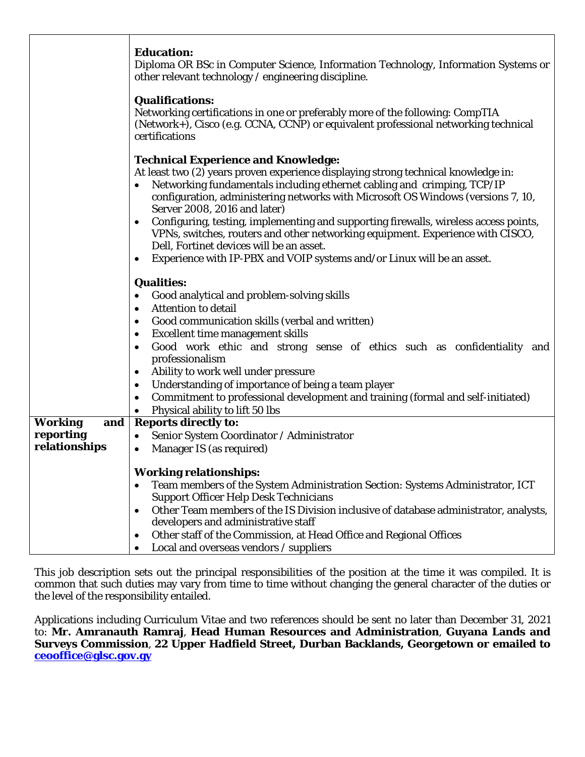| | |
|---|---|
| | **Education:**<br>Diploma OR BSc in Computer Science, Information Technology, Information Systems or other relevant technology / engineering discipline.<br><br>**Qualifications:**<br>Networking certifications in one or preferably more of the following: CompTIA (Network+), Cisco (e.g. CCNA, CCNP) or equivalent professional networking technical certifications<br><br>**Technical Experience and Knowledge:**<br>At least two (2) years proven experience displaying strong technical knowledge in:<br>• Networking fundamentals including ethernet cabling and crimping, TCP/IP configuration, administering networks with Microsoft OS Windows (versions 7, 10, Server 2008, 2016 and later)<br>• Configuring, testing, implementing and supporting firewalls, wireless access points, VPNs, switches, routers and other networking equipment. Experience with CISCO, Dell, Fortinet devices will be an asset.<br>• Experience with IP-PBX and VOIP systems and/or Linux will be an asset.<br><br>**Qualities:**<br>• Good analytical and problem-solving skills<br>• Attention to detail<br>• Good communication skills (verbal and written)<br>• Excellent time management skills<br>• Good work ethic and strong sense of ethics such as confidentiality and professionalism<br>• Ability to work well under pressure<br>• Understanding of importance of being a team player<br>• Commitment to professional development and training (formal and self-initiated)<br>• Physical ability to lift 50 lbs |
| **Working and reporting relationships** | **Reports directly to:**<br>• Senior System Coordinator / Administrator<br>• Manager IS (as required)<br><br>**Working relationships:**<br>• Team members of the System Administration Section: Systems Administrator, ICT Support Officer Help Desk Technicians<br>• Other Team members of the IS Division inclusive of database administrator, analysts, developers and administrative staff<br>• Other staff of the Commission, at Head Office and Regional Offices<br>• Local and overseas vendors / suppliers |

This job description sets out the principal responsibilities of the position at the time it was compiled. It is common that such duties may vary from time to time without changing the general character of the duties or the level of the responsibility entailed.

Applications including Curriculum Vitae and two references should be sent no later than December 31, 2021 to: **Mr. Amranauth Ramraj**, **Head Human Resources and Administration**, **Guyana Lands and Surveys Commission**, **22 Upper Hadfield Street, Durban Backlands, Georgetown or emailed to [ceooffice@glsc.gov.gy](mailto:ceooffice@glsc.gov.gy)**